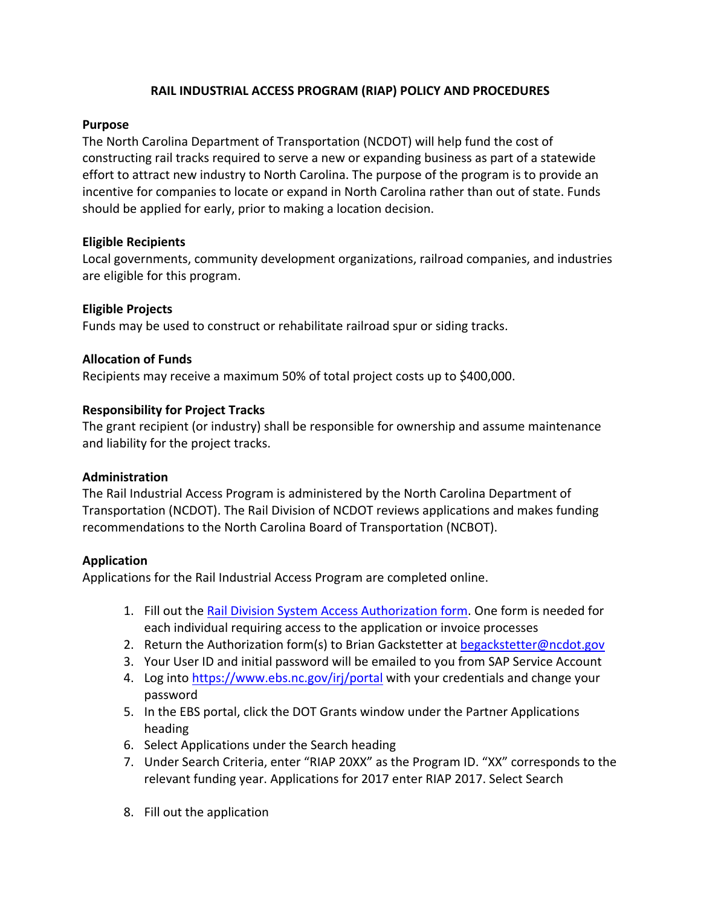# RAIL INDUSTRIAL ACCESS PROGRAM (RIAP) POLICY AND PROCEDURES

## Purpose

The North Carolina Department of Transportation (NCDOT) will help fund the cost of constructing rail tracks required to serve a new or expanding business as part of a statewide effort to attract new industry to North Carolina. The purpose of the program is to provide an incentive for companies to locate or expand in North Carolina rather than out of state. Funds should be applied for early, prior to making a location decision.

## Eligible Recipients

Local governments, community development organizations, railroad companies, and industries are eligible for this program.

## Eligible Projects

Funds may be used to construct or rehabilitate railroad spur or siding tracks.

## Allocation of Funds

Recipients may receive a maximum 50% of total project costs up to $400,000.

## Responsibility for Project Tracks

The grant recipient (or industry) shall be responsible for ownership and assume maintenance and liability for the project tracks.

## Administration

The Rail Industrial Access Program is administered by the North Carolina Department of Transportation (NCDOT). The Rail Division of NCDOT reviews applications and makes funding recommendations to the North Carolina Board of Transportation (NCBOT).

## Application

Applications for the Rail Industrial Access Program are completed online.

1. Fill out the Rail Division System Access Authorization form. One form is needed for each individual requiring access to the application or invoice processes
2. Return the Authorization form(s) to Brian Gackstetter at begackstetter@ncdot.gov
3. Your User ID and initial password will be emailed to you from SAP Service Account
4. Log into https://www.ebs.nc.gov/irj/portal with your credentials and change your password
5. In the EBS portal, click the DOT Grants window under the Partner Applications heading
6. Select Applications under the Search heading
7. Under Search Criteria, enter "RIAP 20XX" as the Program ID. "XX" corresponds to the relevant funding year. Applications for 2017 enter RIAP 2017. Select Search
8. Fill out the application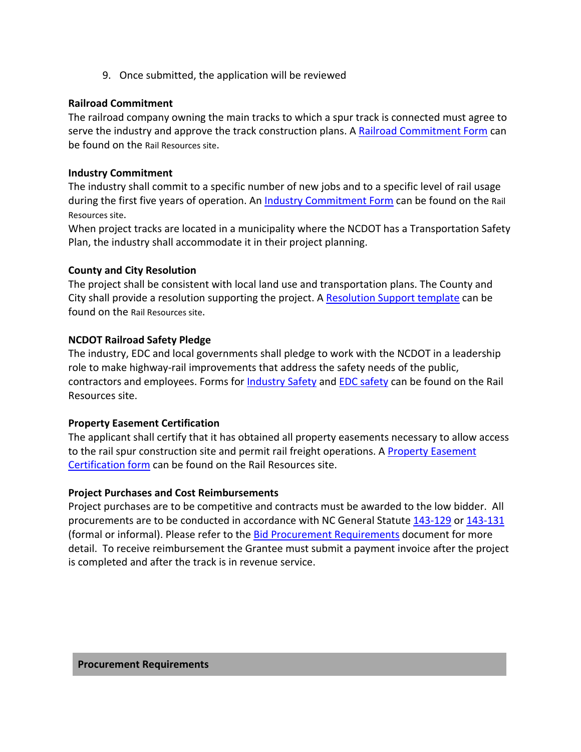9. Once submitted, the application will be reviewed

**Railroad Commitment**

The railroad company owning the main tracks to which a spur track is connected must agree to serve the industry and approve the track construction plans. A Railroad Commitment Form can be found on the Rail Resources site.

**Industry Commitment**

The industry shall commit to a specific number of new jobs and to a specific level of rail usage during the first five years of operation. An Industry Commitment Form can be found on the Rail Resources site.

When project tracks are located in a municipality where the NCDOT has a Transportation Safety Plan, the industry shall accommodate it in their project planning.

**County and City Resolution**

The project shall be consistent with local land use and transportation plans. The County and City shall provide a resolution supporting the project. A Resolution Support template can be found on the Rail Resources site.

**NCDOT Railroad Safety Pledge**

The industry, EDC and local governments shall pledge to work with the NCDOT in a leadership role to make highway-rail improvements that address the safety needs of the public, contractors and employees. Forms for Industry Safety and EDC safety can be found on the Rail Resources site.

**Property Easement Certification**

The applicant shall certify that it has obtained all property easements necessary to allow access to the rail spur construction site and permit rail freight operations. A Property Easement Certification form can be found on the Rail Resources site.

**Project Purchases and Cost Reimbursements**

Project purchases are to be competitive and contracts must be awarded to the low bidder. All procurements are to be conducted in accordance with NC General Statute 143-129 or 143-131 (formal or informal). Please refer to the Bid Procurement Requirements document for more detail. To receive reimbursement the Grantee must submit a payment invoice after the project is completed and after the track is in revenue service.

**Procurement Requirements**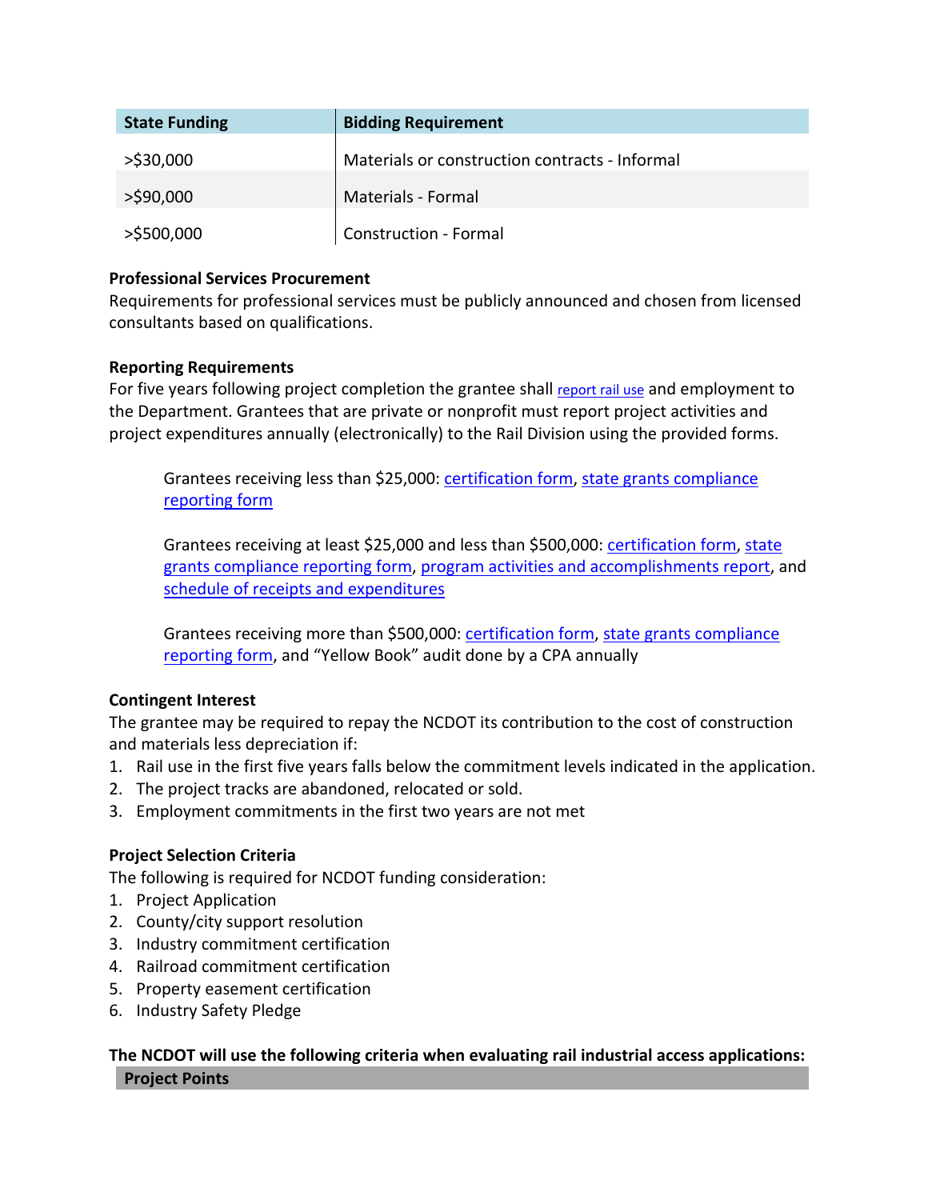| State Funding | Bidding Requirement |
|---|---|
| >$30,000 | Materials or construction contracts - Informal |
| >$90,000 | Materials - Formal |
| >$500,000 | Construction - Formal |

**Professional Services Procurement**
Requirements for professional services must be publicly announced and chosen from licensed consultants based on qualifications.

**Reporting Requirements**
For five years following project completion the grantee shall report rail use and employment to the Department. Grantees that are private or nonprofit must report project activities and project expenditures annually (electronically) to the Rail Division using the provided forms.

> Grantees receiving less than $25,000: certification form, state grants compliance reporting form
>
> Grantees receiving at least $25,000 and less than $500,000: certification form, state grants compliance reporting form, program activities and accomplishments report, and schedule of receipts and expenditures
>
> Grantees receiving more than $500,000: certification form, state grants compliance reporting form, and "Yellow Book" audit done by a CPA annually

**Contingent Interest**
The grantee may be required to repay the NCDOT its contribution to the cost of construction and materials less depreciation if:

1. Rail use in the first five years falls below the commitment levels indicated in the application.
2. The project tracks are abandoned, relocated or sold.
3. Employment commitments in the first two years are not met

**Project Selection Criteria**
The following is required for NCDOT funding consideration:

1. Project Application
2. County/city support resolution
3. Industry commitment certification
4. Railroad commitment certification
5. Property easement certification
6. Industry Safety Pledge

**The NCDOT will use the following criteria when evaluating rail industrial access applications:**

| Project Points |
|---|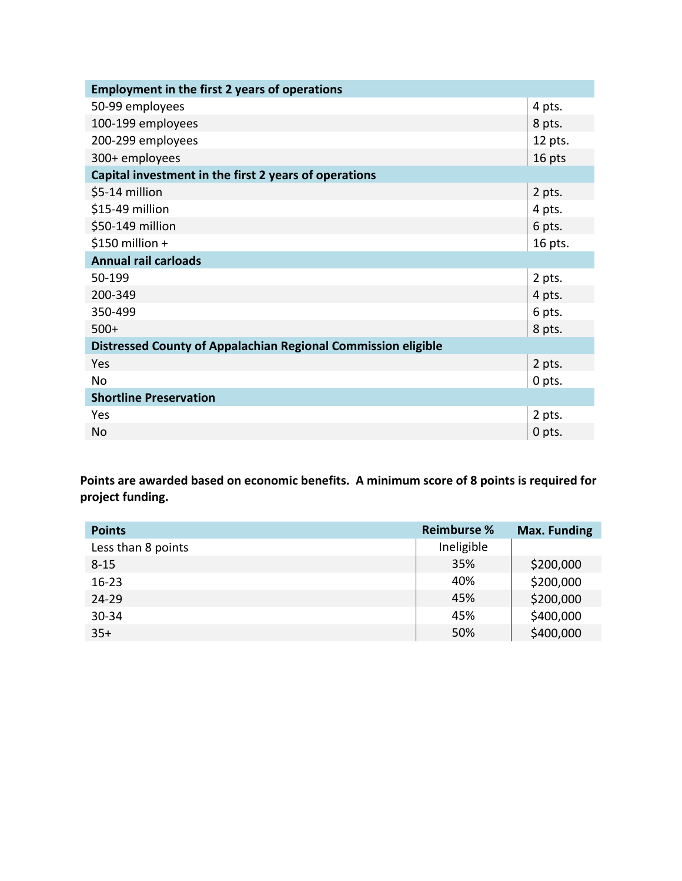| Employment in the first 2 years of operations | |
|---|---|
| 50-99 employees | 4 pts. |
| 100-199 employees | 8 pts. |
| 200-299 employees | 12 pts. |
| 300+ employees | 16 pts |
| **Capital investment in the first 2 years of operations** | |
| $5-14 million | 2 pts. |
| $15-49 million | 4 pts. |
| $50-149 million | 6 pts. |
| $150 million + | 16 pts. |
| **Annual rail carloads** | |
| 50-199 | 2 pts. |
| 200-349 | 4 pts. |
| 350-499 | 6 pts. |
| 500+ | 8 pts. |
| **Distressed County of Appalachian Regional Commission eligible** | |
| Yes | 2 pts. |
| No | 0 pts. |
| **Shortline Preservation** | |
| Yes | 2 pts. |
| No | 0 pts. |

**Points are awarded based on economic benefits. A minimum score of 8 points is required for project funding.**

| Points | Reimburse % | Max. Funding |
|---|---|---|
| Less than 8 points | Ineligible | |
| 8-15 | 35% | $200,000 |
| 16-23 | 40% | $200,000 |
| 24-29 | 45% | $200,000 |
| 30-34 | 45% | $400,000 |
| 35+ | 50% | $400,000 |